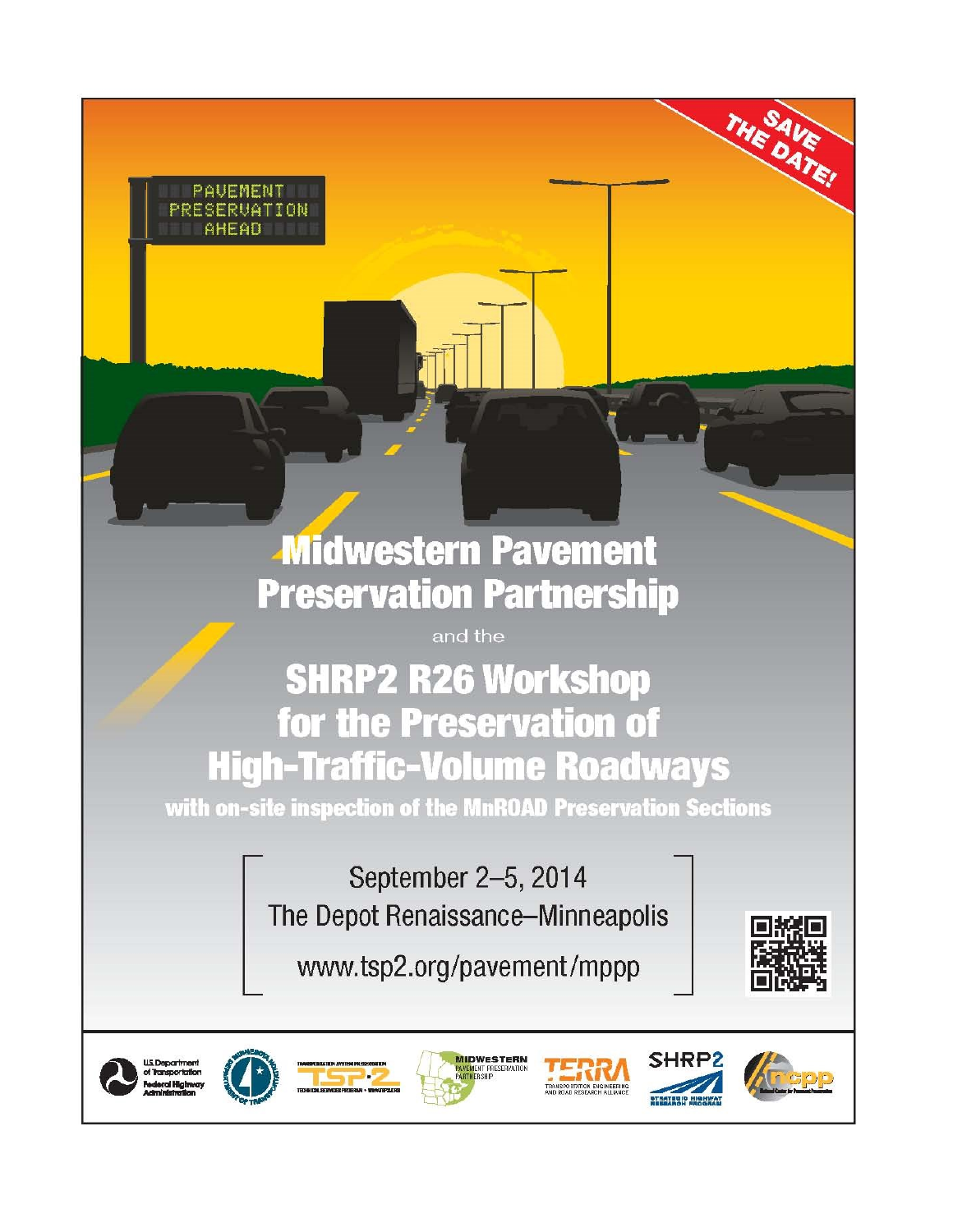SAVE THE DATE!

PAVEMENT PRESERVATION AHEAD

# Midwestern Pavement Preservation Partnership

and the

# SHRP2 R26 Workshop for the Preservation of High-Traffic-Volume Roadways

**with on-site inspection of the MnROAD Preservation Sections**

September 2–5, 2014

The Depot Renaissance–Minneapolis

www.tsp2.org/pavement/mppp

U.S. Department of Transportation Federal Highway Administration

Minnesota Department of Transportation

Transportation System Preservation TSP·2 Technical Services Program • www.tsp2.org

Midwestern Pavement Preservation Partnership

TERRA Transportation Engineering and Road Research Alliance

SHRP2 Strategic Highway Research Program

ncpp National Center for Pavement Preservation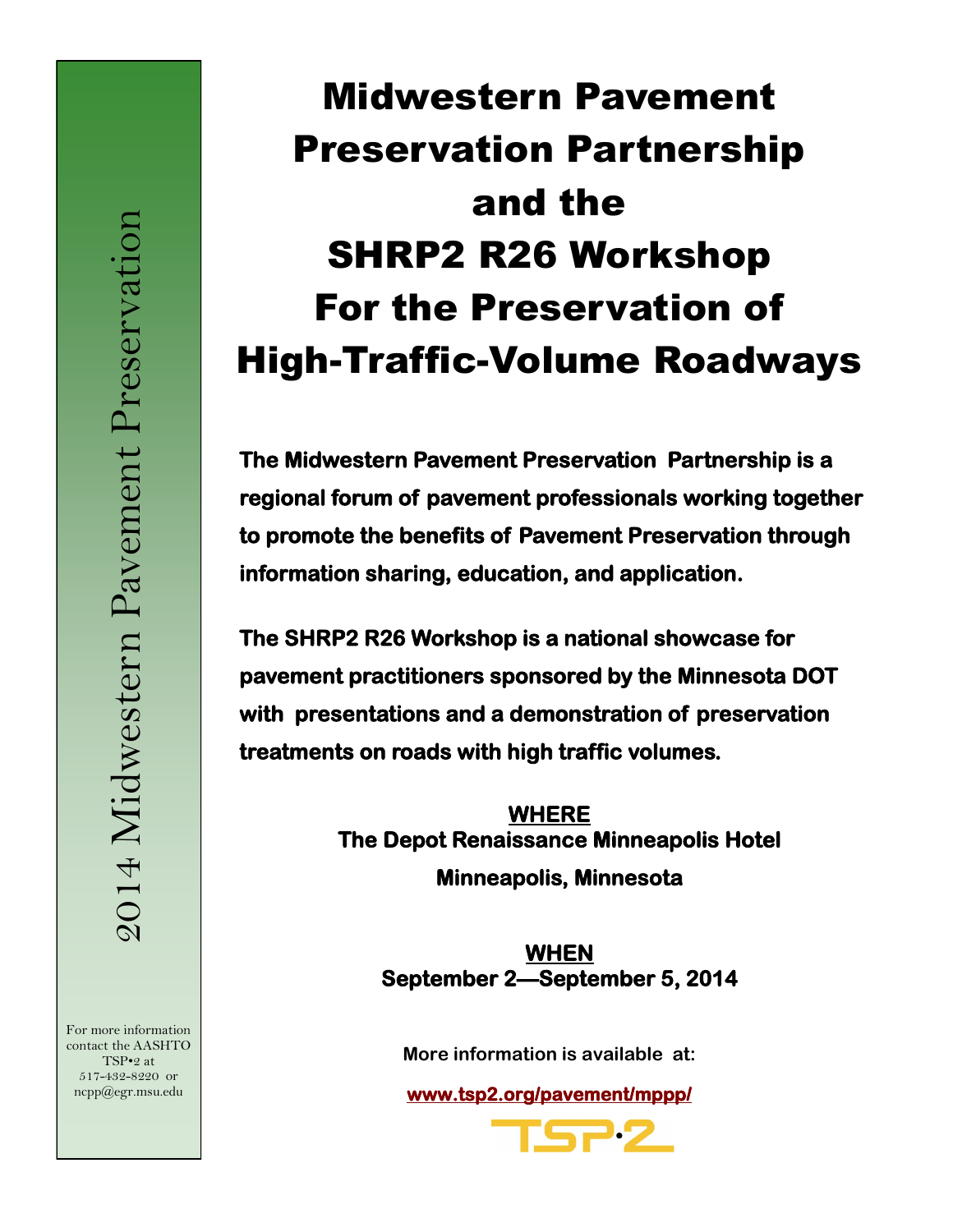2014 Midwestern Pavement Preservation

# Midwestern Pavement Preservation Partnership and the SHRP2 R26 Workshop For the Preservation of High-Traffic-Volume Roadways

**The Midwestern Pavement Preservation Partnership is a regional forum of pavement professionals working together to promote the benefits of Pavement Preservation through information sharing, education, and application.**

**The SHRP2 R26 Workshop is a national showcase for pavement practitioners sponsored by the Minnesota DOT with presentations and a demonstration of preservation treatments on roads with high traffic volumes.**

**WHERE**
**The Depot Renaissance Minneapolis Hotel**
**Minneapolis, Minnesota**

**WHEN**
**September 2—September 5, 2014**

**More information is available at:**

**www.tsp2.org/pavement/mppp/**

TSP•2

For more information contact the AASHTO TSP•2 at 517-432-8220 or ncpp@egr.msu.edu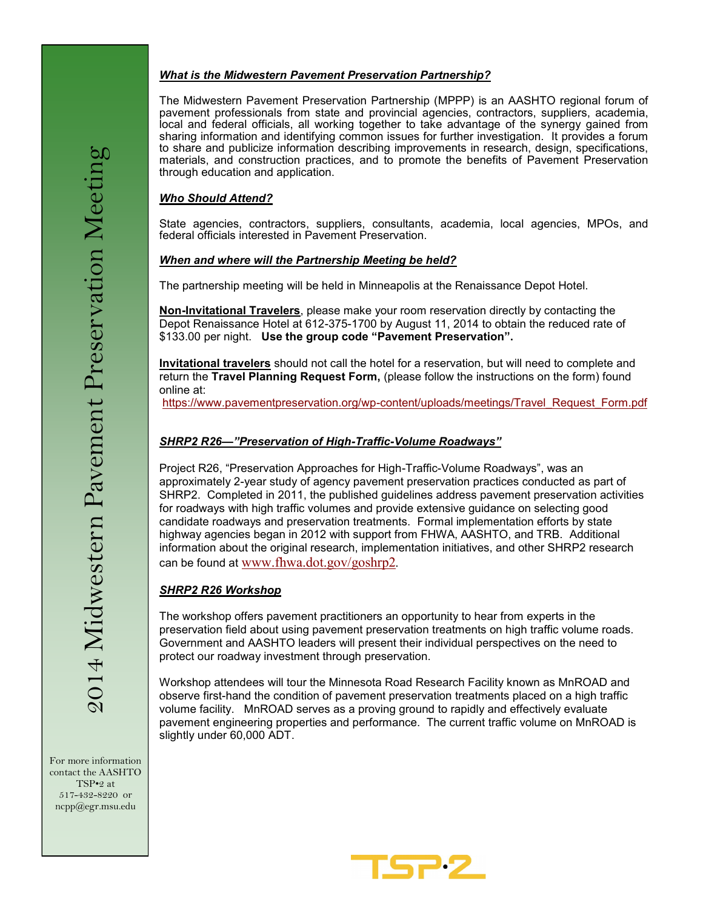### *What is the Midwestern Pavement Preservation Partnership?*

The Midwestern Pavement Preservation Partnership (MPPP) is an AASHTO regional forum of pavement professionals from state and provincial agencies, contractors, suppliers, academia, local and federal officials, all working together to take advantage of the synergy gained from sharing information and identifying common issues for further investigation. It provides a forum to share and publicize information describing improvements in research, design, specifications, materials, and construction practices, and to promote the benefits of Pavement Preservation through education and application.

### *Who Should Attend?*

State agencies, contractors, suppliers, consultants, academia, local agencies, MPOs, and federal officials interested in Pavement Preservation.

### *When and where will the Partnership Meeting be held?*

The partnership meeting will be held in Minneapolis at the Renaissance Depot Hotel.

**Non-Invitational Travelers**, please make your room reservation directly by contacting the Depot Renaissance Hotel at 612-375-1700 by August 11, 2014 to obtain the reduced rate of $133.00 per night. **Use the group code "Pavement Preservation".**

**Invitational travelers** should not call the hotel for a reservation, but will need to complete and return the **Travel Planning Request Form,** (please follow the instructions on the form) found online at:
https://www.pavementpreservation.org/wp-content/uploads/meetings/Travel_Request_Form.pdf

### *SHRP2 R26—"Preservation of High-Traffic-Volume Roadways"*

Project R26, "Preservation Approaches for High-Traffic-Volume Roadways", was an approximately 2-year study of agency pavement preservation practices conducted as part of SHRP2. Completed in 2011, the published guidelines address pavement preservation activities for roadways with high traffic volumes and provide extensive guidance on selecting good candidate roadways and preservation treatments. Formal implementation efforts by state highway agencies began in 2012 with support from FHWA, AASHTO, and TRB. Additional information about the original research, implementation initiatives, and other SHRP2 research can be found at www.fhwa.dot.gov/goshrp2.

### *SHRP2 R26 Workshop*

The workshop offers pavement practitioners an opportunity to hear from experts in the preservation field about using pavement preservation treatments on high traffic volume roads. Government and AASHTO leaders will present their individual perspectives on the need to protect our roadway investment through preservation.

Workshop attendees will tour the Minnesota Road Research Facility known as MnROAD and observe first-hand the condition of pavement preservation treatments placed on a high traffic volume facility. MnROAD serves as a proving ground to rapidly and effectively evaluate pavement engineering properties and performance. The current traffic volume on MnROAD is slightly under 60,000 ADT.

For more information contact the AASHTO TSP•2 at 517-432-8220 or ncpp@egr.msu.edu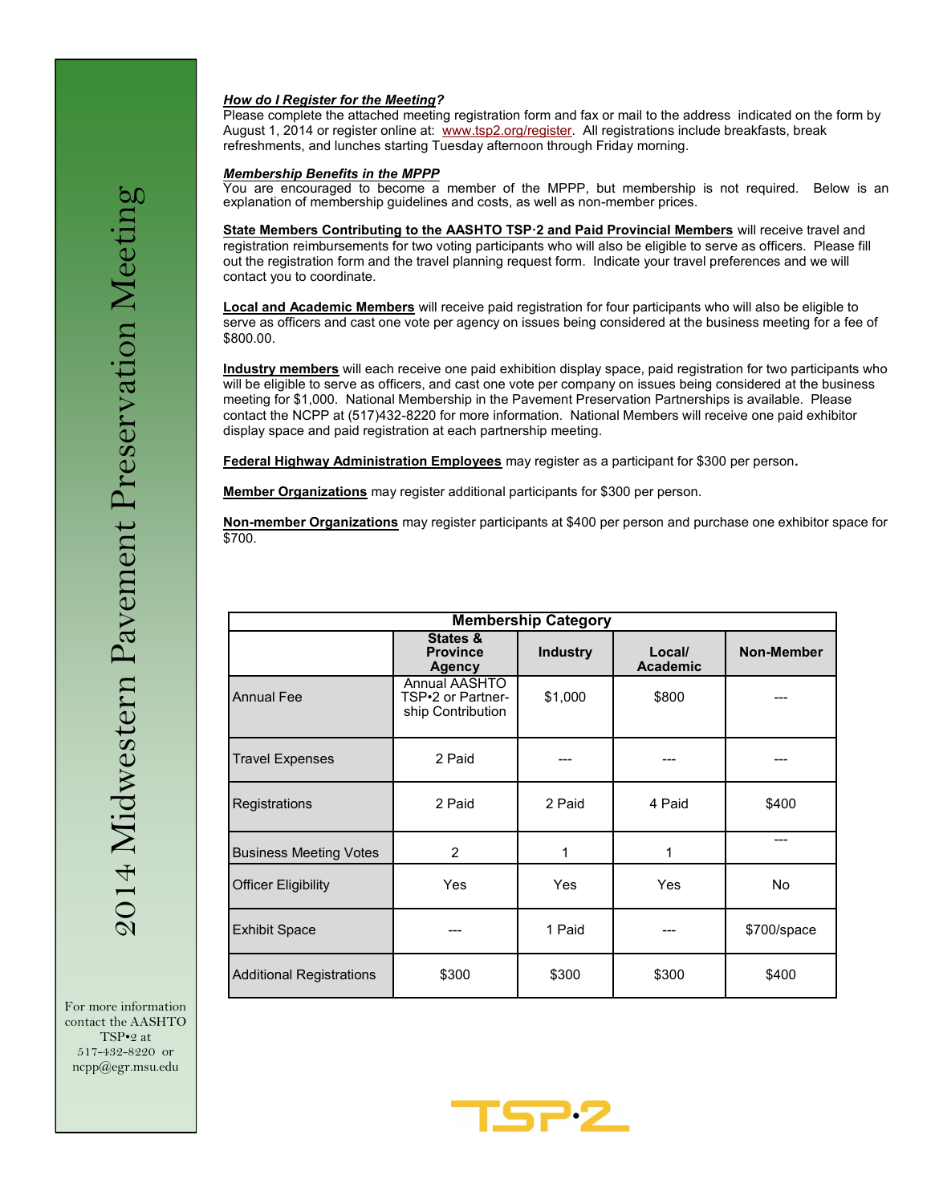***How do I Register for the Meeting?***

Please complete the attached meeting registration form and fax or mail to the address indicated on the form by August 1, 2014 or register online at: www.tsp2.org/register. All registrations include breakfasts, break refreshments, and lunches starting Tuesday afternoon through Friday morning.

***Membership Benefits in the MPPP***

You are encouraged to become a member of the MPPP, but membership is not required. Below is an explanation of membership guidelines and costs, as well as non-member prices.

**State Members Contributing to the AASHTO TSP·2 and Paid Provincial Members** will receive travel and registration reimbursements for two voting participants who will also be eligible to serve as officers. Please fill out the registration form and the travel planning request form. Indicate your travel preferences and we will contact you to coordinate.

**Local and Academic Members** will receive paid registration for four participants who will also be eligible to serve as officers and cast one vote per agency on issues being considered at the business meeting for a fee of $800.00.

**Industry members** will each receive one paid exhibition display space, paid registration for two participants who will be eligible to serve as officers, and cast one vote per company on issues being considered at the business meeting for $1,000. National Membership in the Pavement Preservation Partnerships is available. Please contact the NCPP at (517)432-8220 for more information. National Members will receive one paid exhibitor display space and paid registration at each partnership meeting.

**Federal Highway Administration Employees** may register as a participant for $300 per person.

**Member Organizations** may register additional participants for $300 per person.

**Non-member Organizations** may register participants at $400 per person and purchase one exhibitor space for $700.

| Membership Category | | | | |
|---|---|---|---|---|
| | **States & Province Agency** | **Industry** | **Local/ Academic** | **Non-Member** |
| Annual Fee | Annual AASHTO TSP•2 or Partnership Contribution | $1,000 | $800 | --- |
| Travel Expenses | 2 Paid | --- | --- | --- |
| Registrations | 2 Paid | 2 Paid | 4 Paid | $400 |
| Business Meeting Votes | 2 | 1 | 1 | --- |
| Officer Eligibility | Yes | Yes | Yes | No |
| Exhibit Space | --- | 1 Paid | --- | $700/space |
| Additional Registrations | $300 | $300 | $300 | $400 |

2014 Midwestern Pavement Preservation Meeting

For more information contact the AASHTO TSP•2 at 517-432-8220 or ncpp@egr.msu.edu

TSP•2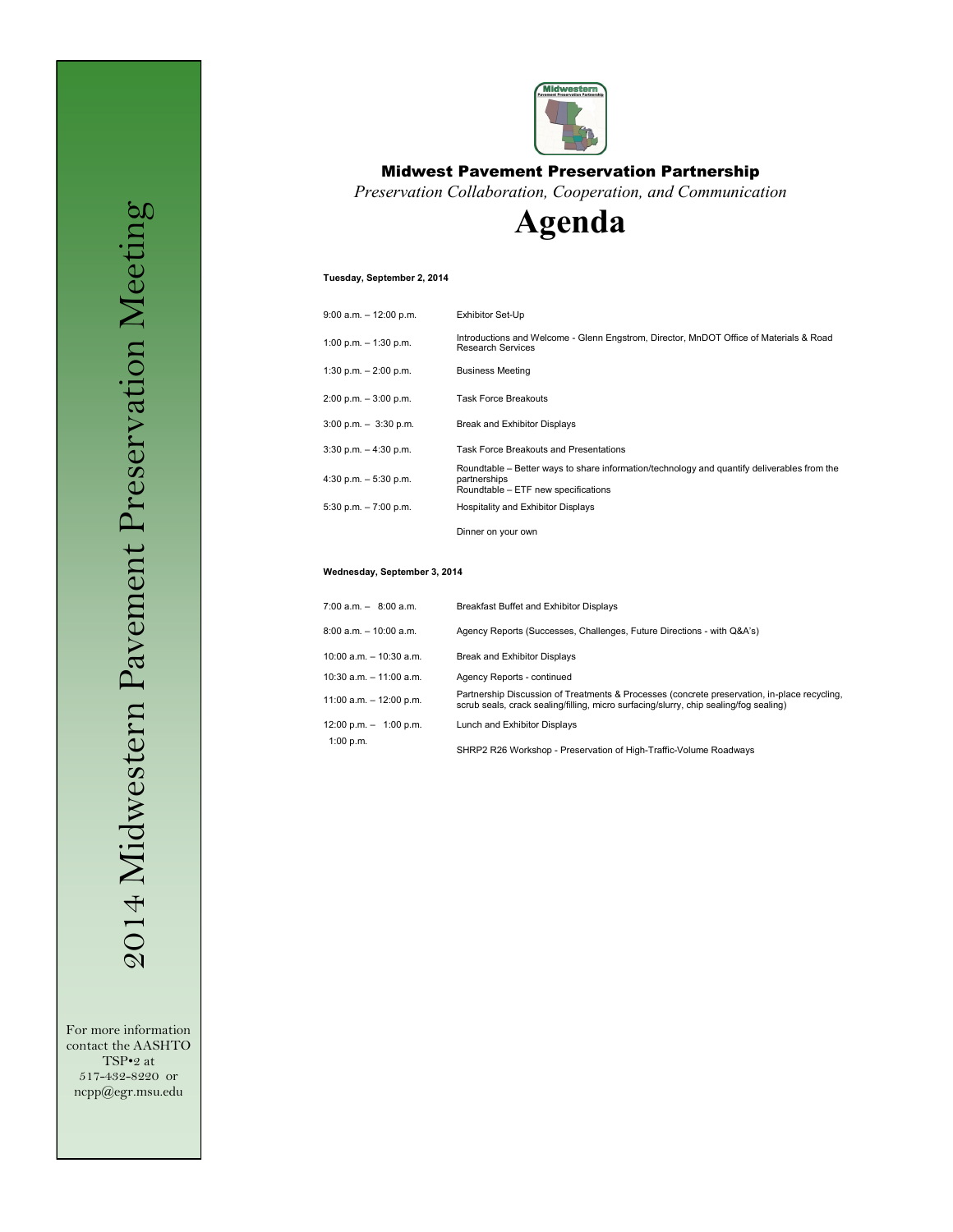# Midwest Pavement Preservation Partnership

*Preservation Collaboration, Cooperation, and Communication*

# Agenda

**Tuesday, September 2, 2014**

| | |
|---|---|
| 9:00 a.m. – 12:00 p.m. | Exhibitor Set-Up |
| 1:00 p.m. – 1:30 p.m. | Introductions and Welcome - Glenn Engstrom, Director, MnDOT Office of Materials & Road Research Services |
| 1:30 p.m. – 2:00 p.m. | Business Meeting |
| 2:00 p.m. – 3:00 p.m. | Task Force Breakouts |
| 3:00 p.m. – 3:30 p.m. | Break and Exhibitor Displays |
| 3:30 p.m. – 4:30 p.m. | Task Force Breakouts and Presentations |
| 4:30 p.m. – 5:30 p.m. | Roundtable – Better ways to share information/technology and quantify deliverables from the partnerships<br>Roundtable – ETF new specifications |
| 5:30 p.m. – 7:00 p.m. | Hospitality and Exhibitor Displays |
| | Dinner on your own |

**Wednesday, September 3, 2014**

| | |
|---|---|
| 7:00 a.m. – 8:00 a.m. | Breakfast Buffet and Exhibitor Displays |
| 8:00 a.m. – 10:00 a.m. | Agency Reports (Successes, Challenges, Future Directions - with Q&A's) |
| 10:00 a.m. – 10:30 a.m. | Break and Exhibitor Displays |
| 10:30 a.m. – 11:00 a.m. | Agency Reports - continued |
| 11:00 a.m. – 12:00 p.m. | Partnership Discussion of Treatments & Processes (concrete preservation, in-place recycling, scrub seals, crack sealing/filling, micro surfacing/slurry, chip sealing/fog sealing) |
| 12:00 p.m. – 1:00 p.m. | Lunch and Exhibitor Displays |
| 1:00 p.m. | SHRP2 R26 Workshop - Preservation of High-Traffic-Volume Roadways |

2014 Midwestern Pavement Preservation Meeting

For more information contact the AASHTO TSP•2 at 517-432-8220 or ncpp@egr.msu.edu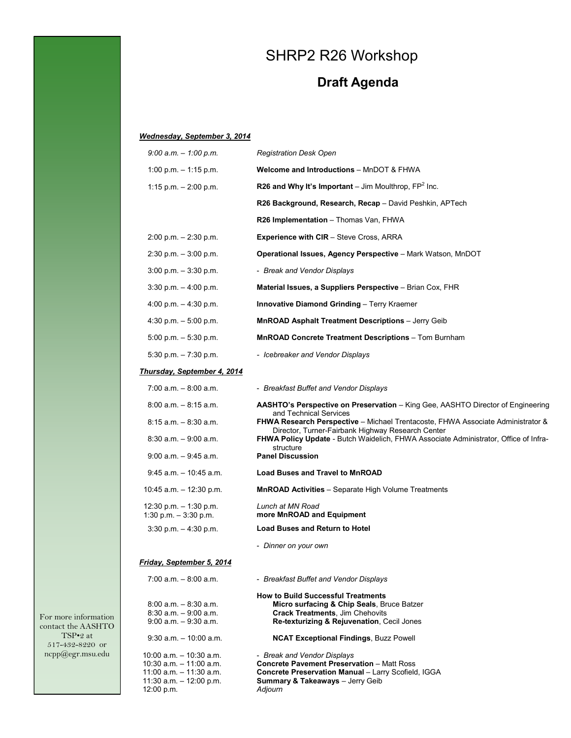# SHRP2 R26 Workshop

## Draft Agenda

***Wednesday, September 3, 2014***

| | |
|---|---|
| *9:00 a.m. – 1:00 p.m.* | *Registration Desk Open* |
| 1:00 p.m. – 1:15 p.m. | **Welcome and Introductions** – MnDOT & FHWA |
| 1:15 p.m. – 2:00 p.m. | **R26 and Why It's Important** – Jim Moulthrop, $FP^2$ Inc. |
| | **R26 Background, Research, Recap** – David Peshkin, APTech |
| | **R26 Implementation** – Thomas Van, FHWA |
| 2:00 p.m. – 2:30 p.m. | **Experience with CIR** – Steve Cross, ARRA |
| 2:30 p.m. – 3:00 p.m. | **Operational Issues, Agency Perspective** – Mark Watson, MnDOT |
| 3:00 p.m. – 3:30 p.m. | - *Break and Vendor Displays* |
| 3:30 p.m. – 4:00 p.m. | **Material Issues, a Suppliers Perspective** – Brian Cox, FHR |
| 4:00 p.m. – 4:30 p.m. | **Innovative Diamond Grinding** – Terry Kraemer |
| 4:30 p.m. – 5:00 p.m. | **MnROAD Asphalt Treatment Descriptions** – Jerry Geib |
| 5:00 p.m. – 5:30 p.m. | **MnROAD Concrete Treatment Descriptions** – Tom Burnham |
| 5:30 p.m. – 7:30 p.m. | - *Icebreaker and Vendor Displays* |

***Thursday, September 4, 2014***

| | |
|---|---|
| 7:00 a.m. – 8:00 a.m. | - *Breakfast Buffet and Vendor Displays* |
| 8:00 a.m. – 8:15 a.m. | **AASHTO's Perspective on Preservation** – King Gee, AASHTO Director of Engineering and Technical Services |
| 8:15 a.m. – 8:30 a.m. | **FHWA Research Perspective** – Michael Trentacoste, FHWA Associate Administrator & Director, Turner-Fairbank Highway Research Center |
| 8:30 a.m. – 9:00 a.m. | **FHWA Policy Update** - Butch Waidelich, FHWA Associate Administrator, Office of Infra-structure |
| 9:00 a.m. – 9:45 a.m. | **Panel Discussion** |
| 9:45 a.m. – 10:45 a.m. | **Load Buses and Travel to MnROAD** |
| 10:45 a.m. – 12:30 p.m. | **MnROAD Activities** – Separate High Volume Treatments |
| 12:30 p.m. – 1:30 p.m. | *Lunch at MN Road* |
| 1:30 p.m. – 3:30 p.m. | **more MnROAD and Equipment** |
| 3:30 p.m. – 4:30 p.m. | **Load Buses and Return to Hotel** |
| | - *Dinner on your own* |

***Friday, September 5, 2014***

| | |
|---|---|
| 7:00 a.m. – 8:00 a.m. | - *Breakfast Buffet and Vendor Displays* |
| | **How to Build Successful Treatments** |
| 8:00 a.m. – 8:30 a.m. | **Micro surfacing & Chip Seals**, Bruce Batzer |
| 8:30 a.m. – 9:00 a.m. | **Crack Treatments**, Jim Chehovits |
| 9:00 a.m. – 9:30 a.m. | **Re-texturizing & Rejuvenation**, Cecil Jones |
| 9:30 a.m. – 10:00 a.m. | **NCAT Exceptional Findings**, Buzz Powell |
| 10:00 a.m. – 10:30 a.m. | - *Break and Vendor Displays* |
| 10:30 a.m. – 11:00 a.m. | **Concrete Pavement Preservation** – Matt Ross |
| 11:00 a.m. – 11:30 a.m. | **Concrete Preservation Manual** – Larry Scofield, IGGA |
| 11:30 a.m. – 12:00 p.m. | **Summary & Takeaways** – Jerry Geib |
| 12:00 p.m. | *Adjourn* |

For more information contact the AASHTO TSP•2 at 517-432-8220 or ncpp@egr.msu.edu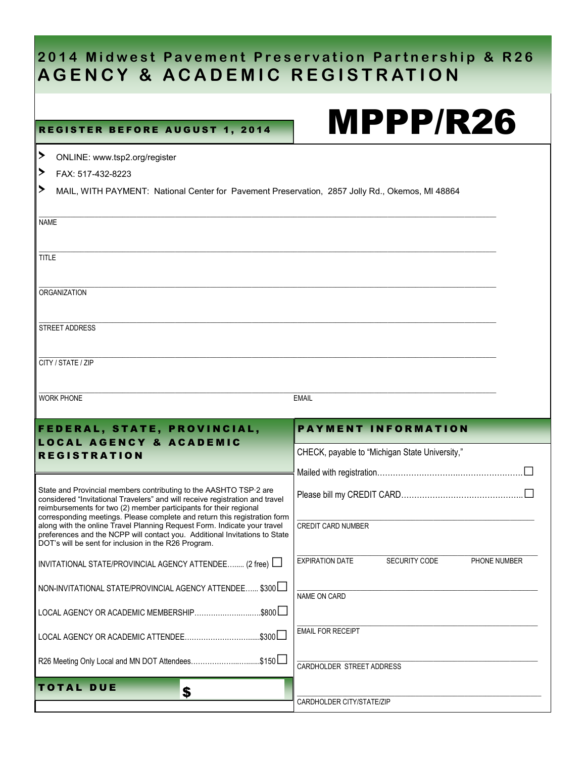# 2014 Midwest Pavement Preservation Partnership & R26
# AGENCY & ACADEMIC REGISTRATION

**REGISTER BEFORE AUGUST 1, 2014**

# MPPP/R26

- ONLINE: www.tsp2.org/register
- FAX: 517-432-8223
- MAIL, WITH PAYMENT: National Center for Pavement Preservation, 2857 Jolly Rd., Okemos, MI 48864

NAME

TITLE

ORGANIZATION

STREET ADDRESS

CITY / STATE / ZIP

WORK PHONE

EMAIL

## FEDERAL, STATE, PROVINCIAL, LOCAL AGENCY & ACADEMIC REGISTRATION

State and Provincial members contributing to the AASHTO TSP·2 are considered "Invitational Travelers" and will receive registration and travel reimbursements for two (2) member participants for their regional corresponding meetings. Please complete and return this registration form along with the online Travel Planning Request Form. Indicate your travel preferences and the NCPP will contact you. Additional Invitations to State DOT's will be sent for inclusion in the R26 Program.

INVITATIONAL STATE/PROVINCIAL AGENCY ATTENDEE........ (2 free) ☐

NON-INVITATIONAL STATE/PROVINCIAL AGENCY ATTENDEE...... $300 ☐

LOCAL AGENCY OR ACADEMIC MEMBERSHIP............................$800 ☐

LOCAL AGENCY OR ACADEMIC ATTENDEE................................$300 ☐

R26 Meeting Only Local and MN DOT Attendees..............................$150 ☐

**TOTAL DUE** $

## PAYMENT INFORMATION

CHECK, payable to "Michigan State University,"

Mailed with registration.......................................................☐

Please bill my CREDIT CARD...........................................☐

CREDIT CARD NUMBER

EXPIRATION DATE     SECURITY CODE     PHONE NUMBER

NAME ON CARD

EMAIL FOR RECEIPT

CARDHOLDER STREET ADDRESS

CARDHOLDER CITY/STATE/ZIP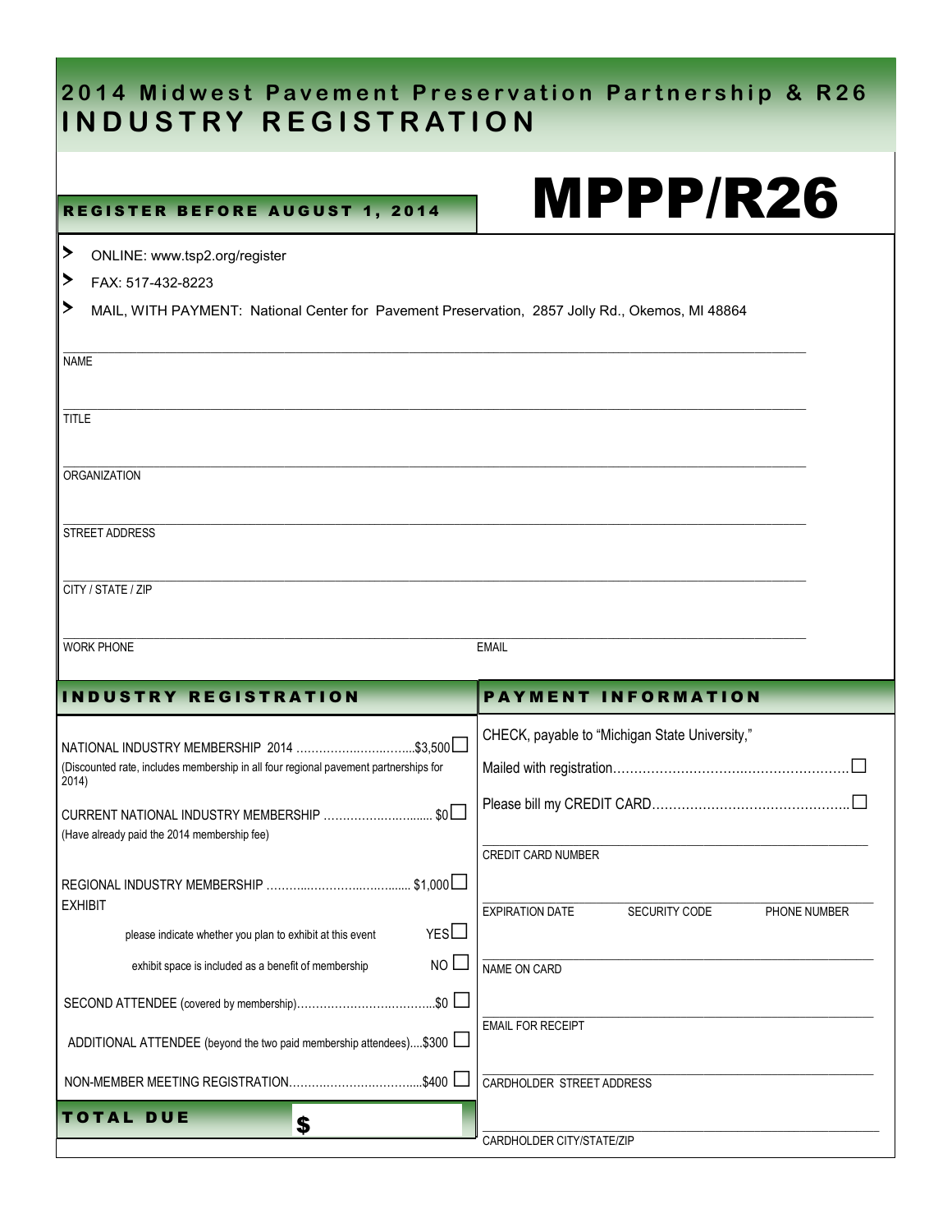# 2014 Midwest Pavement Preservation Partnership & R26
# INDUSTRY REGISTRATION

## REGISTER BEFORE AUGUST 1, 2014

# MPPP/R26

- ONLINE: www.tsp2.org/register
- FAX: 517-432-8223
- MAIL, WITH PAYMENT: National Center for Pavement Preservation, 2857 Jolly Rd., Okemos, MI 48864

NAME

TITLE

ORGANIZATION

STREET ADDRESS

CITY / STATE / ZIP

WORK PHONE

EMAIL

## INDUSTRY REGISTRATION

NATIONAL INDUSTRY MEMBERSHIP 2014 ……………………….$3,500 ☐
(Discounted rate, includes membership in all four regional pavement partnerships for 2014)

CURRENT NATIONAL INDUSTRY MEMBERSHIP ………………………. $0 ☐
(Have already paid the 2014 membership fee)

REGIONAL INDUSTRY MEMBERSHIP ……………………………. $1,000 ☐

EXHIBIT

please indicate whether you plan to exhibit at this event YES ☐

exhibit space is included as a benefit of membership NO ☐

SECOND ATTENDEE (covered by membership)……………………………$0 ☐

ADDITIONAL ATTENDEE (beyond the two paid membership attendees)....$300 ☐

NON-MEMBER MEETING REGISTRATION……………………………$400 ☐

**TOTAL DUE** $

## PAYMENT INFORMATION

CHECK, payable to "Michigan State University,"

Mailed with registration………………………………………………… ☐

Please bill my CREDIT CARD……………………………………….. ☐

CREDIT CARD NUMBER

EXPIRATION DATE SECURITY CODE PHONE NUMBER

NAME ON CARD

EMAIL FOR RECEIPT

CARDHOLDER STREET ADDRESS

CARDHOLDER CITY/STATE/ZIP